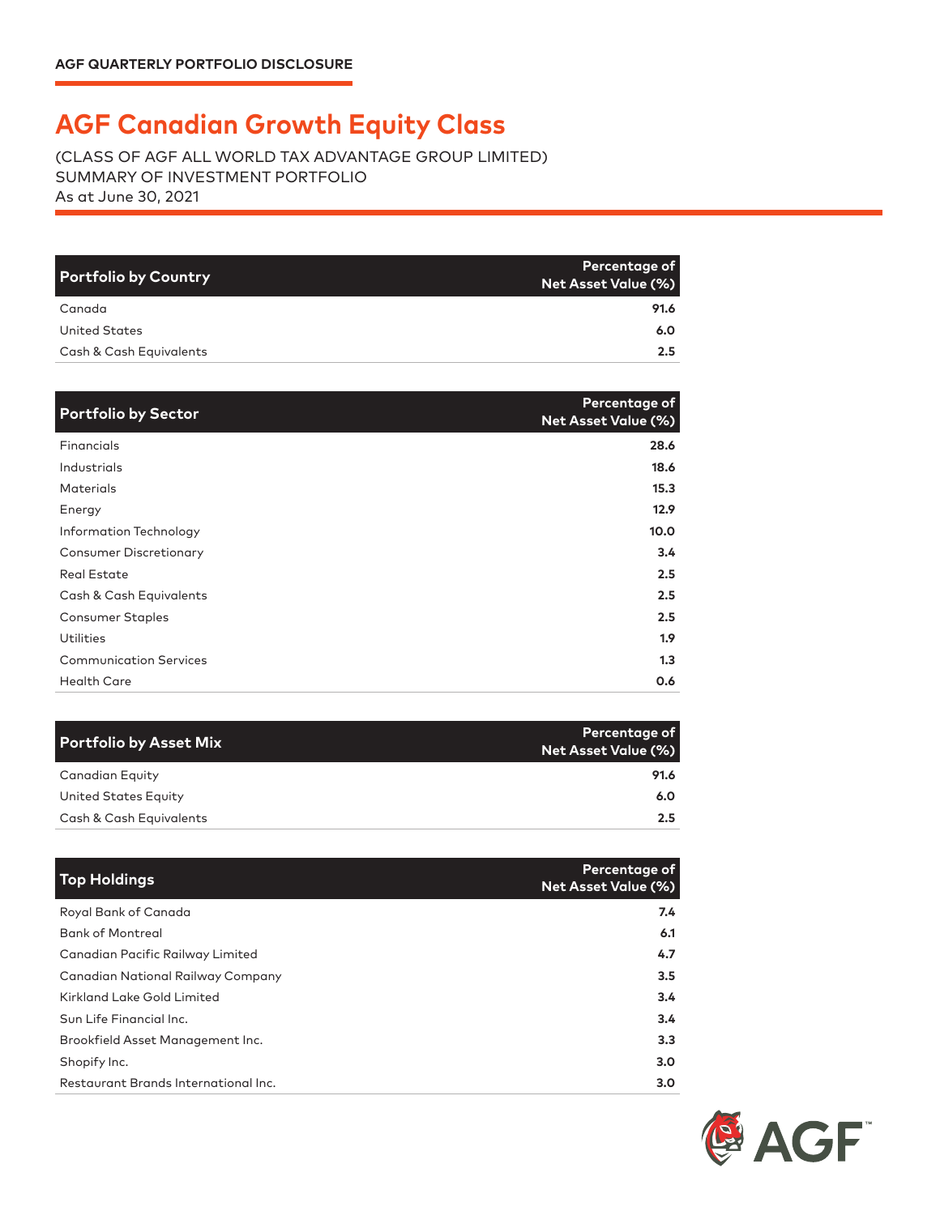AGF QUARTERLY PORTFOLIO DISCLOSURE

# AGF Canadian Growth Equity Class

(CLASS OF AGF ALL WORLD TAX ADVANTAGE GROUP LIMITED)
SUMMARY OF INVESTMENT PORTFOLIO
As at June 30, 2021

| Portfolio by Country | Percentage of Net Asset Value (%) |
|---|---|
| Canada | 91.6 |
| United States | 6.0 |
| Cash & Cash Equivalents | 2.5 |

| Portfolio by Sector | Percentage of Net Asset Value (%) |
|---|---|
| Financials | 28.6 |
| Industrials | 18.6 |
| Materials | 15.3 |
| Energy | 12.9 |
| Information Technology | 10.0 |
| Consumer Discretionary | 3.4 |
| Real Estate | 2.5 |
| Cash & Cash Equivalents | 2.5 |
| Consumer Staples | 2.5 |
| Utilities | 1.9 |
| Communication Services | 1.3 |
| Health Care | 0.6 |

| Portfolio by Asset Mix | Percentage of Net Asset Value (%) |
|---|---|
| Canadian Equity | 91.6 |
| United States Equity | 6.0 |
| Cash & Cash Equivalents | 2.5 |

| Top Holdings | Percentage of Net Asset Value (%) |
|---|---|
| Royal Bank of Canada | 7.4 |
| Bank of Montreal | 6.1 |
| Canadian Pacific Railway Limited | 4.7 |
| Canadian National Railway Company | 3.5 |
| Kirkland Lake Gold Limited | 3.4 |
| Sun Life Financial Inc. | 3.4 |
| Brookfield Asset Management Inc. | 3.3 |
| Shopify Inc. | 3.0 |
| Restaurant Brands International Inc. | 3.0 |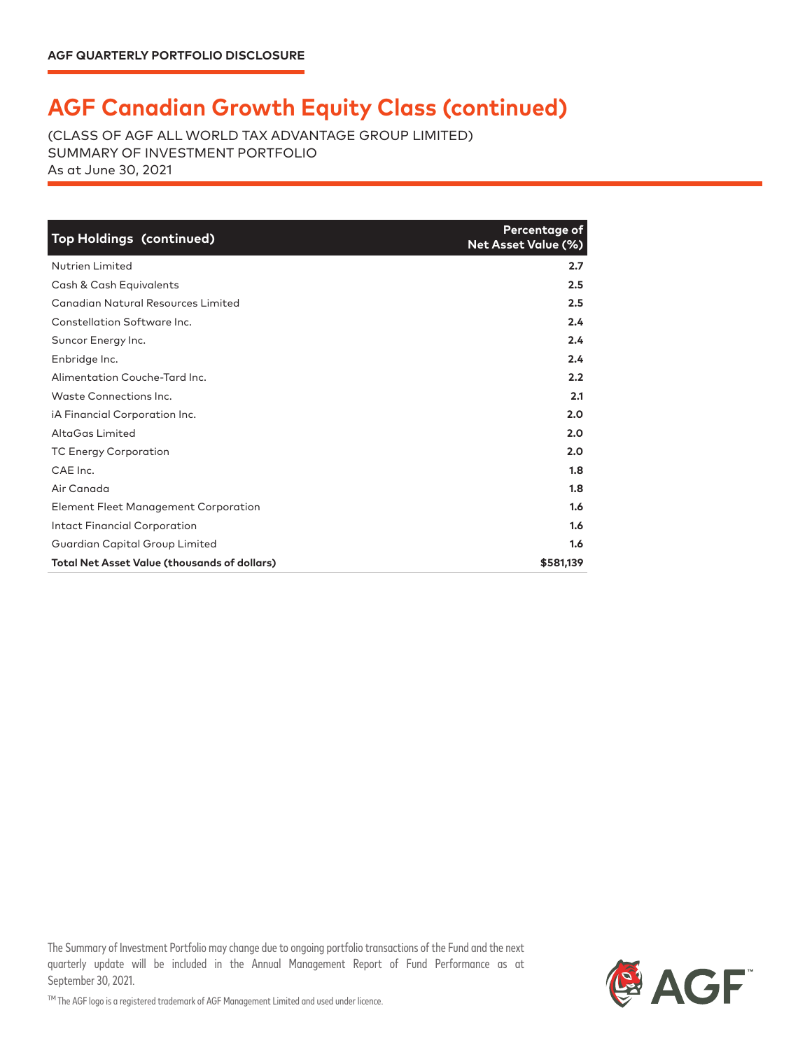AGF QUARTERLY PORTFOLIO DISCLOSURE

# AGF Canadian Growth Equity Class (continued)

(CLASS OF AGF ALL WORLD TAX ADVANTAGE GROUP LIMITED)
SUMMARY OF INVESTMENT PORTFOLIO
As at June 30, 2021

| Top Holdings (continued) | Percentage of Net Asset Value (%) |
|---|---|
| Nutrien Limited | **2.7** |
| Cash & Cash Equivalents | **2.5** |
| Canadian Natural Resources Limited | **2.5** |
| Constellation Software Inc. | **2.4** |
| Suncor Energy Inc. | **2.4** |
| Enbridge Inc. | **2.4** |
| Alimentation Couche-Tard Inc. | **2.2** |
| Waste Connections Inc. | **2.1** |
| iA Financial Corporation Inc. | **2.0** |
| AltaGas Limited | **2.0** |
| TC Energy Corporation | **2.0** |
| CAE Inc. | **1.8** |
| Air Canada | **1.8** |
| Element Fleet Management Corporation | **1.6** |
| Intact Financial Corporation | **1.6** |
| Guardian Capital Group Limited | **1.6** |
| **Total Net Asset Value (thousands of dollars)** | **$581,139** |

The Summary of Investment Portfolio may change due to ongoing portfolio transactions of the Fund and the next quarterly update will be included in the Annual Management Report of Fund Performance as at September 30, 2021.

TM The AGF logo is a registered trademark of AGF Management Limited and used under licence.